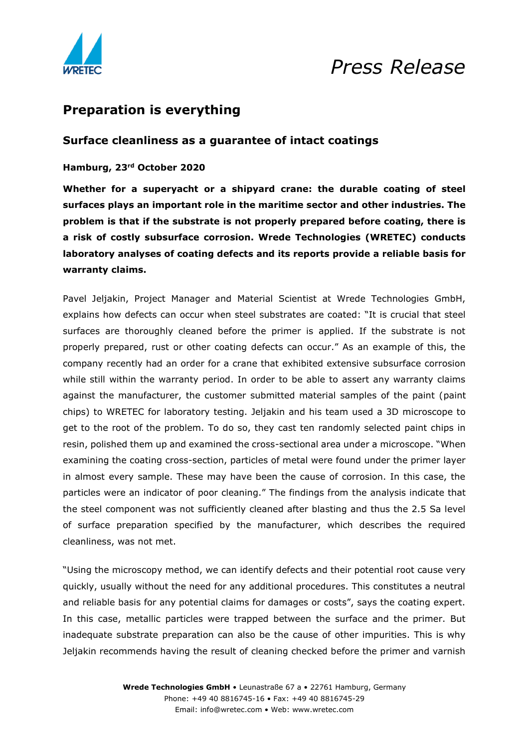*Press Release*

# Preparation is everything

## Surface cleanliness as a guarantee of intact coatings

**Hamburg, 23rd October 2020**

**Whether for a superyacht or a shipyard crane: the durable coating of steel surfaces plays an important role in the maritime sector and other industries. The problem is that if the substrate is not properly prepared before coating, there is a risk of costly subsurface corrosion. Wrede Technologies (WRETEC) conducts laboratory analyses of coating defects and its reports provide a reliable basis for warranty claims.**

Pavel Jeljakin, Project Manager and Material Scientist at Wrede Technologies GmbH, explains how defects can occur when steel substrates are coated: "It is crucial that steel surfaces are thoroughly cleaned before the primer is applied. If the substrate is not properly prepared, rust or other coating defects can occur." As an example of this, the company recently had an order for a crane that exhibited extensive subsurface corrosion while still within the warranty period. In order to be able to assert any warranty claims against the manufacturer, the customer submitted material samples of the paint (paint chips) to WRETEC for laboratory testing. Jeljakin and his team used a 3D microscope to get to the root of the problem. To do so, they cast ten randomly selected paint chips in resin, polished them up and examined the cross-sectional area under a microscope. "When examining the coating cross-section, particles of metal were found under the primer layer in almost every sample. These may have been the cause of corrosion. In this case, the particles were an indicator of poor cleaning." The findings from the analysis indicate that the steel component was not sufficiently cleaned after blasting and thus the 2.5 Sa level of surface preparation specified by the manufacturer, which describes the required cleanliness, was not met.

"Using the microscopy method, we can identify defects and their potential root cause very quickly, usually without the need for any additional procedures. This constitutes a neutral and reliable basis for any potential claims for damages or costs", says the coating expert. In this case, metallic particles were trapped between the surface and the primer. But inadequate substrate preparation can also be the cause of other impurities. This is why Jeljakin recommends having the result of cleaning checked before the primer and varnish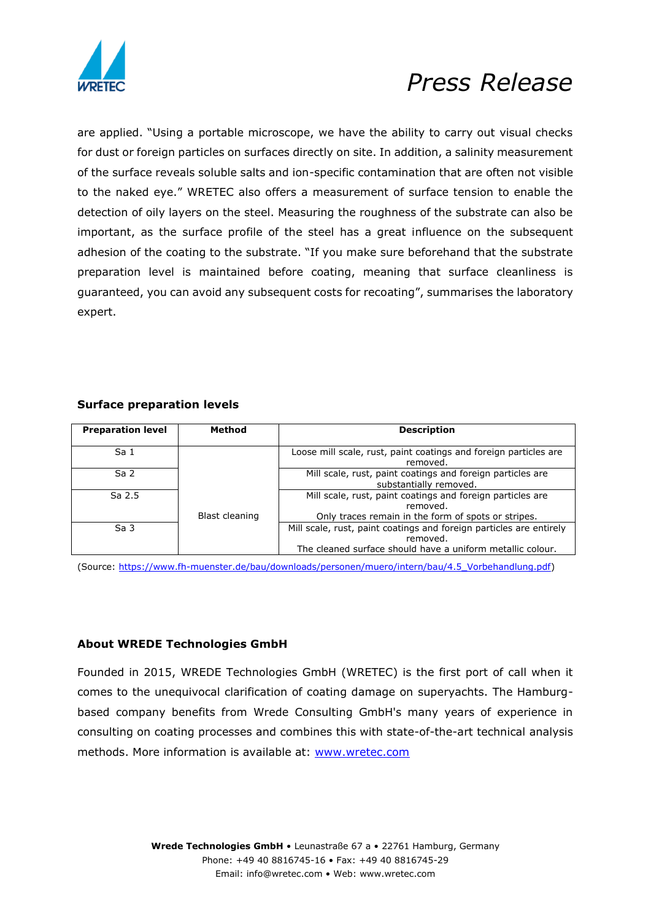are applied. “Using a portable microscope, we have the ability to carry out visual checks for dust or foreign particles on surfaces directly on site. In addition, a salinity measurement of the surface reveals soluble salts and ion-specific contamination that are often not visible to the naked eye.” WRETEC also offers a measurement of surface tension to enable the detection of oily layers on the steel. Measuring the roughness of the substrate can also be important, as the surface profile of the steel has a great influence on the subsequent adhesion of the coating to the substrate. “If you make sure beforehand that the substrate preparation level is maintained before coating, meaning that surface cleanliness is guaranteed, you can avoid any subsequent costs for recoating”, summarises the laboratory expert.

**Surface preparation levels**

| Preparation level | Method | Description |
|---|---|---|
| Sa 1 | Blast cleaning | Loose mill scale, rust, paint coatings and foreign particles are removed. |
| Sa 2 | | Mill scale, rust, paint coatings and foreign particles are substantially removed. |
| Sa 2.5 | | Mill scale, rust, paint coatings and foreign particles are removed. Only traces remain in the form of spots or stripes. |
| Sa 3 | | Mill scale, rust, paint coatings and foreign particles are entirely removed. The cleaned surface should have a uniform metallic colour. |

(Source: https://www.fh-muenster.de/bau/downloads/personen/muero/intern/bau/4.5_Vorbehandlung.pdf)

**About WREDE Technologies GmbH**

Founded in 2015, WREDE Technologies GmbH (WRETEC) is the first port of call when it comes to the unequivocal clarification of coating damage on superyachts. The Hamburg-based company benefits from Wrede Consulting GmbH's many years of experience in consulting on coating processes and combines this with state-of-the-art technical analysis methods. More information is available at: www.wretec.com

**Wrede Technologies GmbH** • Leunastraße 67 a • 22761 Hamburg, Germany
Phone: +49 40 8816745-16 • Fax: +49 40 8816745-29
Email: info@wretec.com • Web: www.wretec.com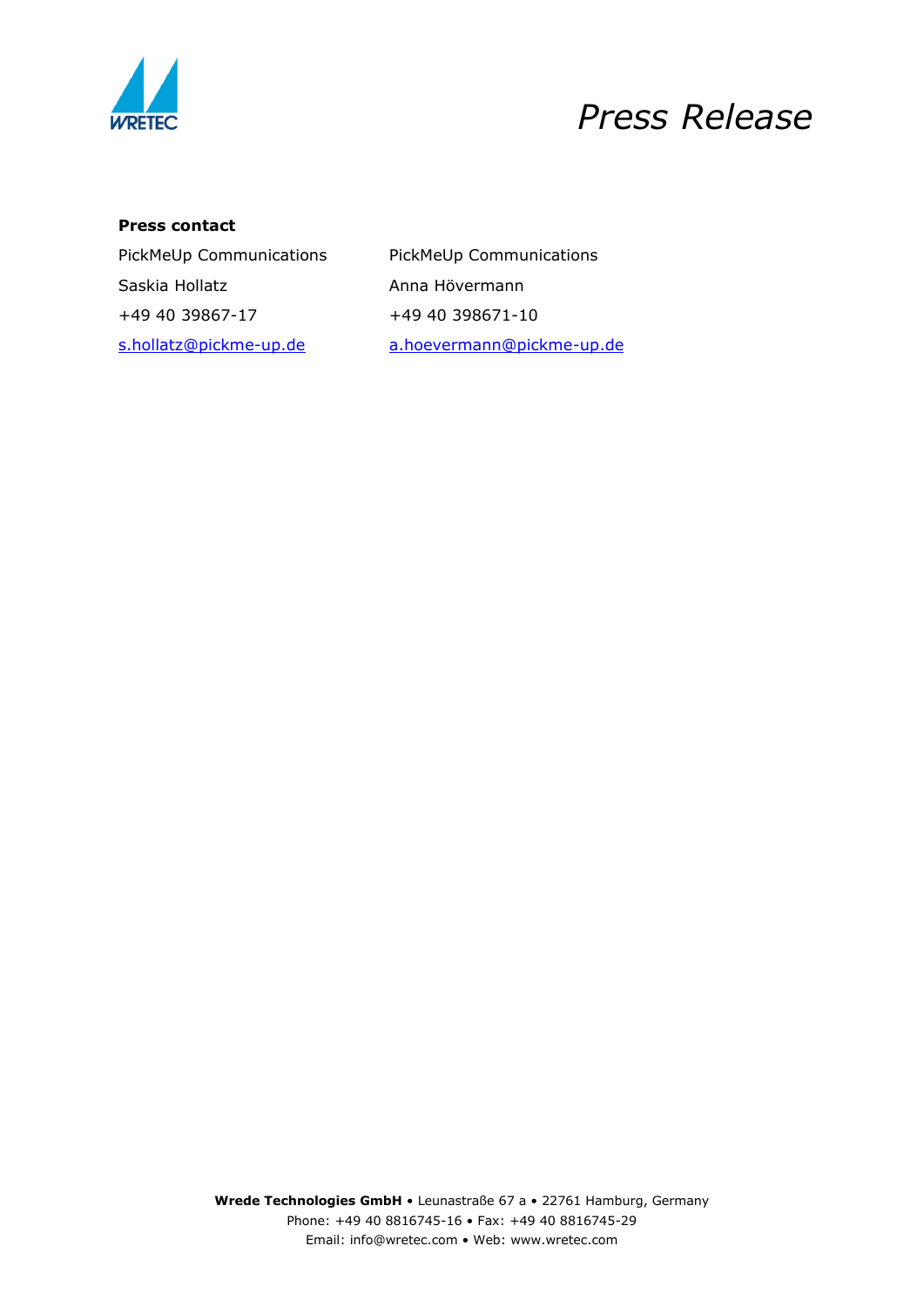*Press Release*

**Press contact**

| | |
|---|---|
| PickMeUp Communications | PickMeUp Communications |
| Saskia Hollatz | Anna Hövermann |
| +49 40 39867-17 | +49 40 398671-10 |
| s.hollatz@pickme-up.de | a.hoevermann@pickme-up.de |